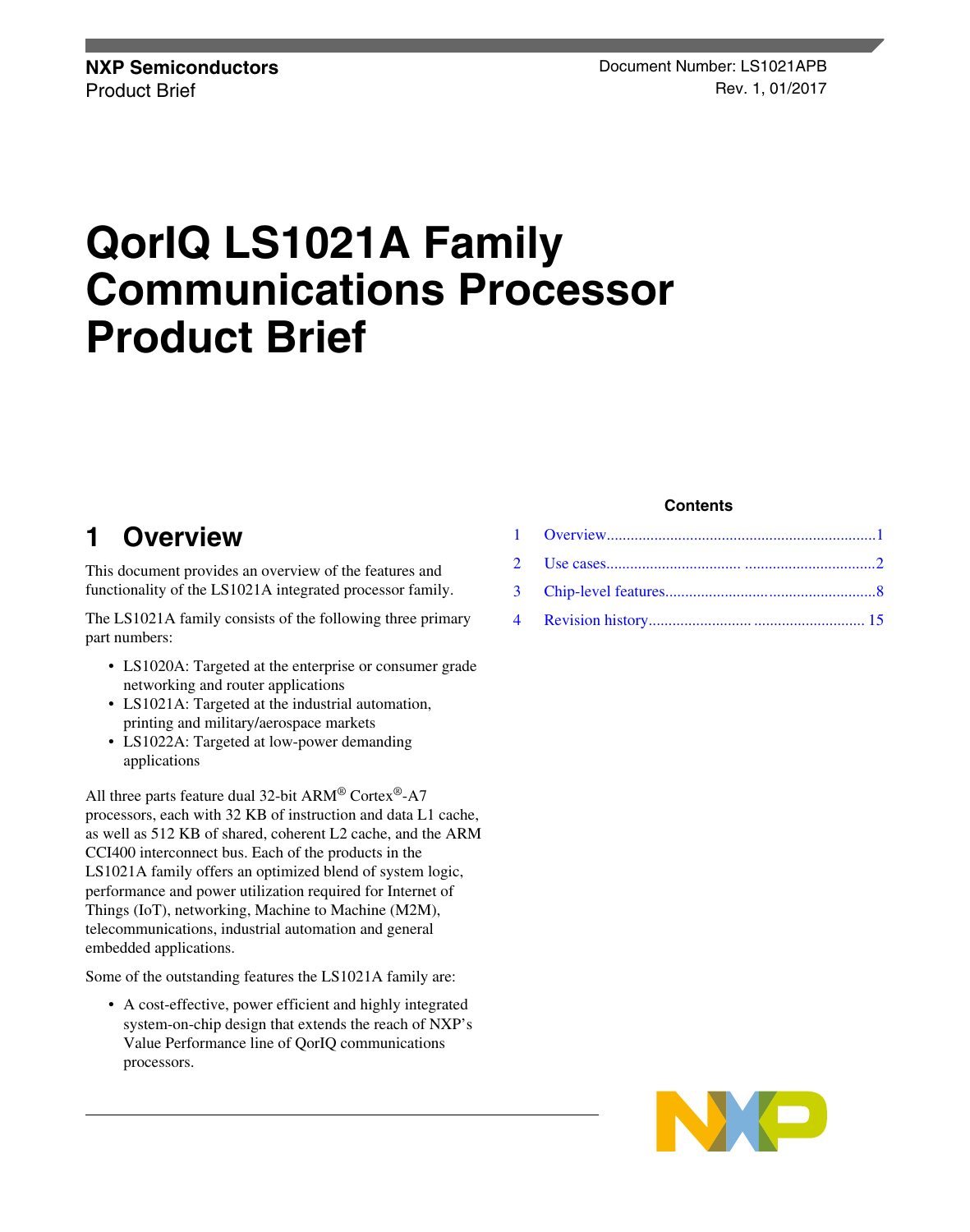NXP Semiconductors
Product Brief

Document Number: LS1021APB
Rev. 1, 01/2017

# QorIQ LS1021A Family Communications Processor Product Brief

**Contents**

| | | |
|---|---|---|
| 1 | Overview | 1 |
| 2 | Use cases | 2 |
| 3 | Chip-level features | 8 |
| 4 | Revision history | 15 |

## 1 Overview

This document provides an overview of the features and functionality of the LS1021A integrated processor family.

The LS1021A family consists of the following three primary part numbers:

- LS1020A: Targeted at the enterprise or consumer grade networking and router applications
- LS1021A: Targeted at the industrial automation, printing and military/aerospace markets
- LS1022A: Targeted at low-power demanding applications

All three parts feature dual 32-bit ARM® Cortex®-A7 processors, each with 32 KB of instruction and data L1 cache, as well as 512 KB of shared, coherent L2 cache, and the ARM CCI400 interconnect bus. Each of the products in the LS1021A family offers an optimized blend of system logic, performance and power utilization required for Internet of Things (IoT), networking, Machine to Machine (M2M), telecommunications, industrial automation and general embedded applications.

Some of the outstanding features the LS1021A family are:

- A cost-effective, power efficient and highly integrated system-on-chip design that extends the reach of NXP's Value Performance line of QorIQ communications processors.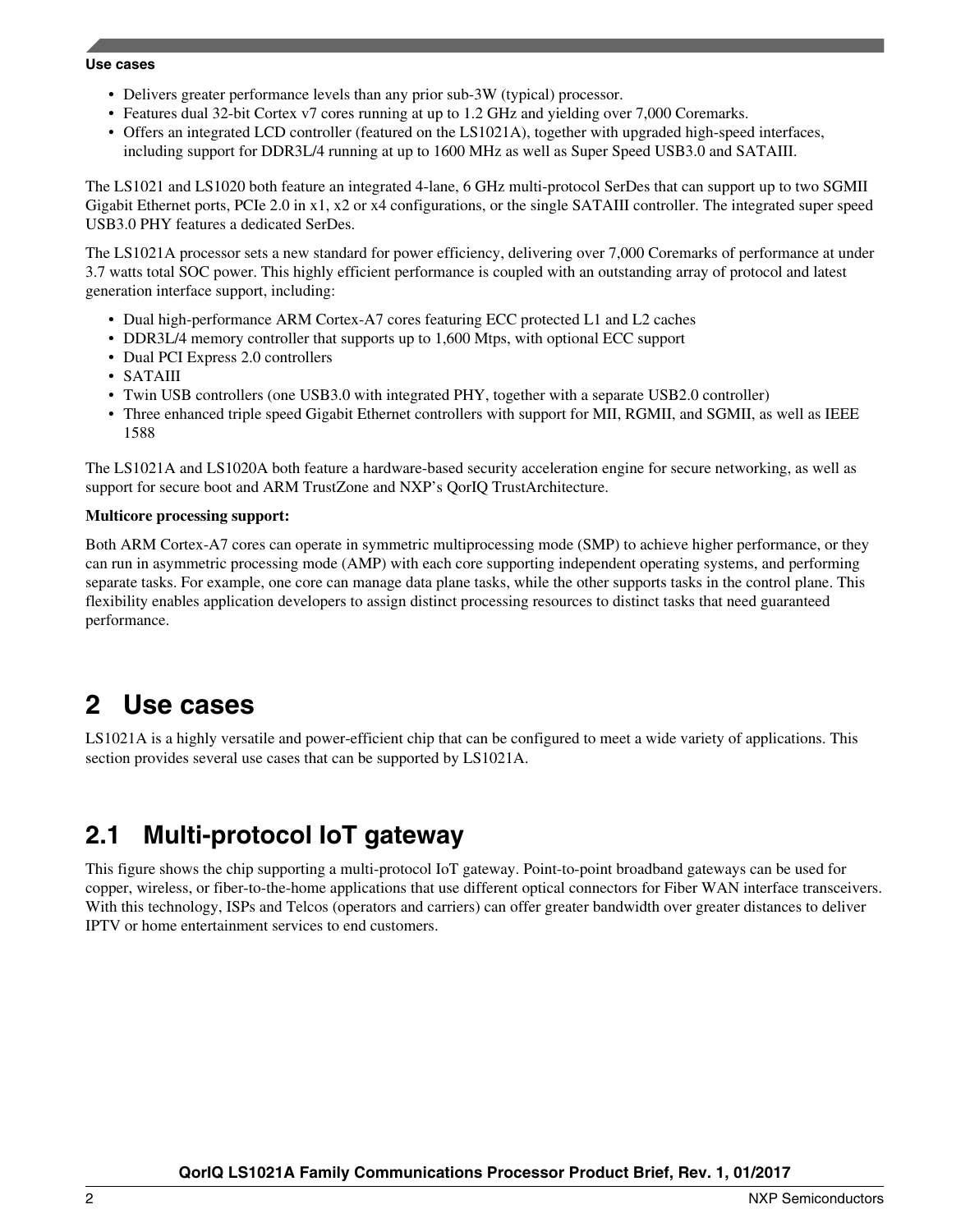- Delivers greater performance levels than any prior sub-3W (typical) processor.
- Features dual 32-bit Cortex v7 cores running at up to 1.2 GHz and yielding over 7,000 Coremarks.
- Offers an integrated LCD controller (featured on the LS1021A), together with upgraded high-speed interfaces, including support for DDR3L/4 running at up to 1600 MHz as well as Super Speed USB3.0 and SATAIII.

The LS1021 and LS1020 both feature an integrated 4-lane, 6 GHz multi-protocol SerDes that can support up to two SGMII Gigabit Ethernet ports, PCIe 2.0 in x1, x2 or x4 configurations, or the single SATAIII controller. The integrated super speed USB3.0 PHY features a dedicated SerDes.

The LS1021A processor sets a new standard for power efficiency, delivering over 7,000 Coremarks of performance at under 3.7 watts total SOC power. This highly efficient performance is coupled with an outstanding array of protocol and latest generation interface support, including:

- Dual high-performance ARM Cortex-A7 cores featuring ECC protected L1 and L2 caches
- DDR3L/4 memory controller that supports up to 1,600 Mtps, with optional ECC support
- Dual PCI Express 2.0 controllers
- SATAIII
- Twin USB controllers (one USB3.0 with integrated PHY, together with a separate USB2.0 controller)
- Three enhanced triple speed Gigabit Ethernet controllers with support for MII, RGMII, and SGMII, as well as IEEE 1588

The LS1021A and LS1020A both feature a hardware-based security acceleration engine for secure networking, as well as support for secure boot and ARM TrustZone and NXP's QorIQ TrustArchitecture.

**Multicore processing support:**

Both ARM Cortex-A7 cores can operate in symmetric multiprocessing mode (SMP) to achieve higher performance, or they can run in asymmetric processing mode (AMP) with each core supporting independent operating systems, and performing separate tasks. For example, one core can manage data plane tasks, while the other supports tasks in the control plane. This flexibility enables application developers to assign distinct processing resources to distinct tasks that need guaranteed performance.

# 2 Use cases

LS1021A is a highly versatile and power-efficient chip that can be configured to meet a wide variety of applications. This section provides several use cases that can be supported by LS1021A.

## 2.1 Multi-protocol IoT gateway

This figure shows the chip supporting a multi-protocol IoT gateway. Point-to-point broadband gateways can be used for copper, wireless, or fiber-to-the-home applications that use different optical connectors for Fiber WAN interface transceivers. With this technology, ISPs and Telcos (operators and carriers) can offer greater bandwidth over greater distances to deliver IPTV or home entertainment services to end customers.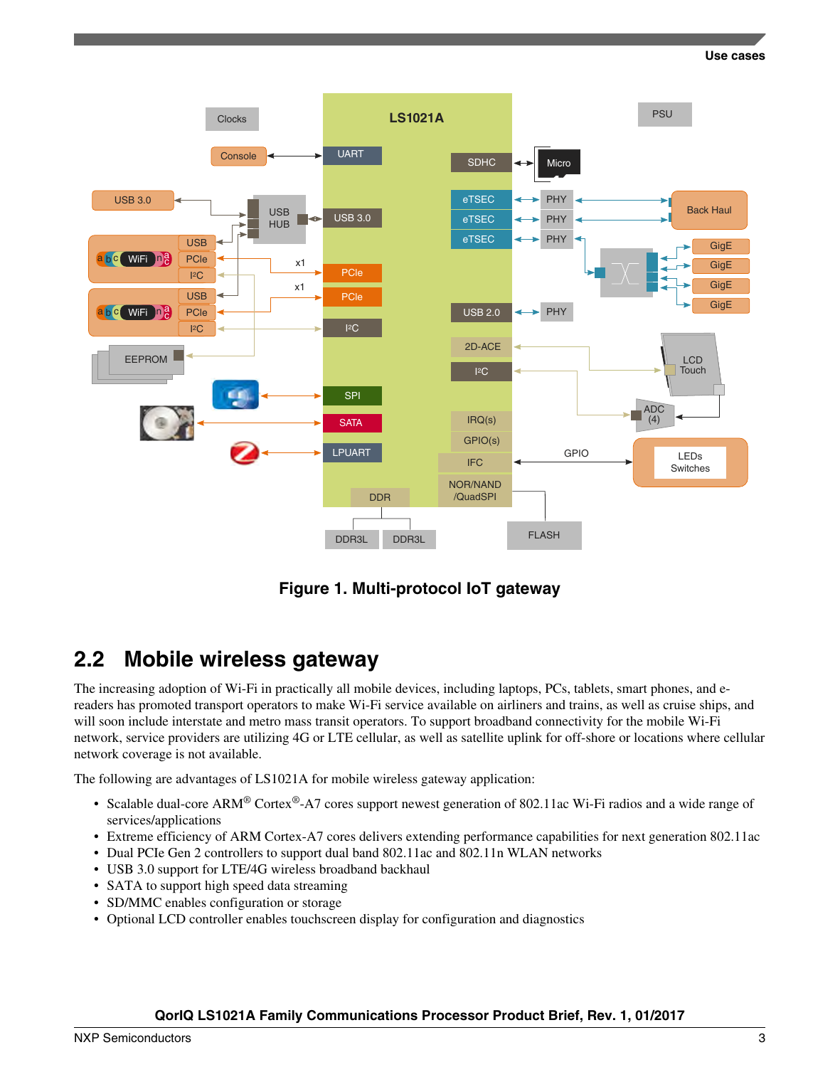Figure 1. Multi-protocol IoT gateway

## 2.2 Mobile wireless gateway

The increasing adoption of Wi-Fi in practically all mobile devices, including laptops, PCs, tablets, smart phones, and e-readers has promoted transport operators to make Wi-Fi service available on airliners and trains, as well as cruise ships, and will soon include interstate and metro mass transit operators. To support broadband connectivity for the mobile Wi-Fi network, service providers are utilizing 4G or LTE cellular, as well as satellite uplink for off-shore or locations where cellular network coverage is not available.

The following are advantages of LS1021A for mobile wireless gateway application:

- Scalable dual-core ARM® Cortex®-A7 cores support newest generation of 802.11ac Wi-Fi radios and a wide range of services/applications
- Extreme efficiency of ARM Cortex-A7 cores delivers extending performance capabilities for next generation 802.11ac
- Dual PCIe Gen 2 controllers to support dual band 802.11ac and 802.11n WLAN networks
- USB 3.0 support for LTE/4G wireless broadband backhaul
- SATA to support high speed data streaming
- SD/MMC enables configuration or storage
- Optional LCD controller enables touchscreen display for configuration and diagnostics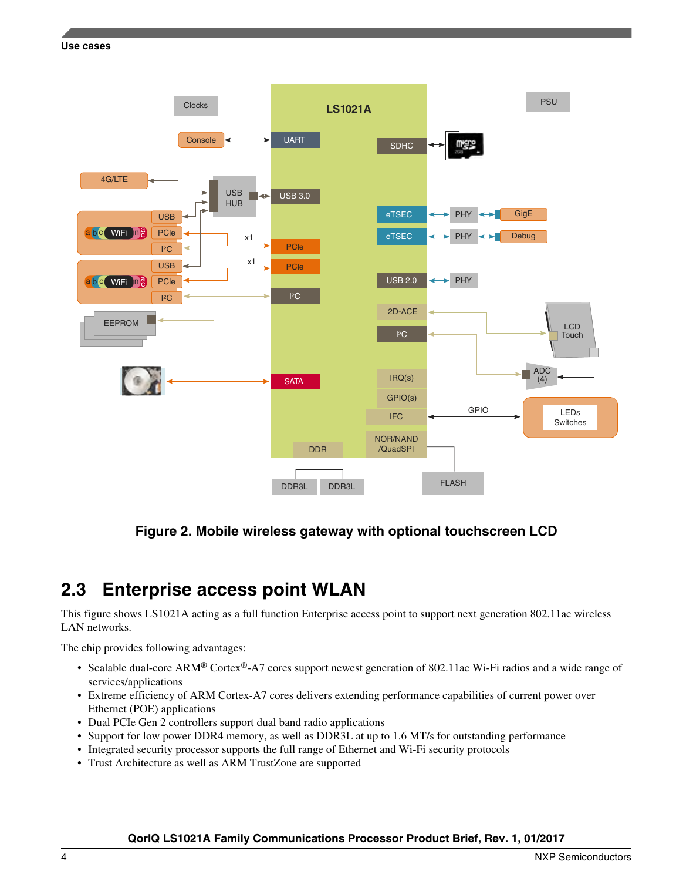**Figure 2. Mobile wireless gateway with optional touchscreen LCD**

## 2.3 Enterprise access point WLAN

This figure shows LS1021A acting as a full function Enterprise access point to support next generation 802.11ac wireless LAN networks.

The chip provides following advantages:

- Scalable dual-core ARM® Cortex®-A7 cores support newest generation of 802.11ac Wi-Fi radios and a wide range of services/applications
- Extreme efficiency of ARM Cortex-A7 cores delivers extending performance capabilities of current power over Ethernet (POE) applications
- Dual PCIe Gen 2 controllers support dual band radio applications
- Support for low power DDR4 memory, as well as DDR3L at up to 1.6 MT/s for outstanding performance
- Integrated security processor supports the full range of Ethernet and Wi-Fi security protocols
- Trust Architecture as well as ARM TrustZone are supported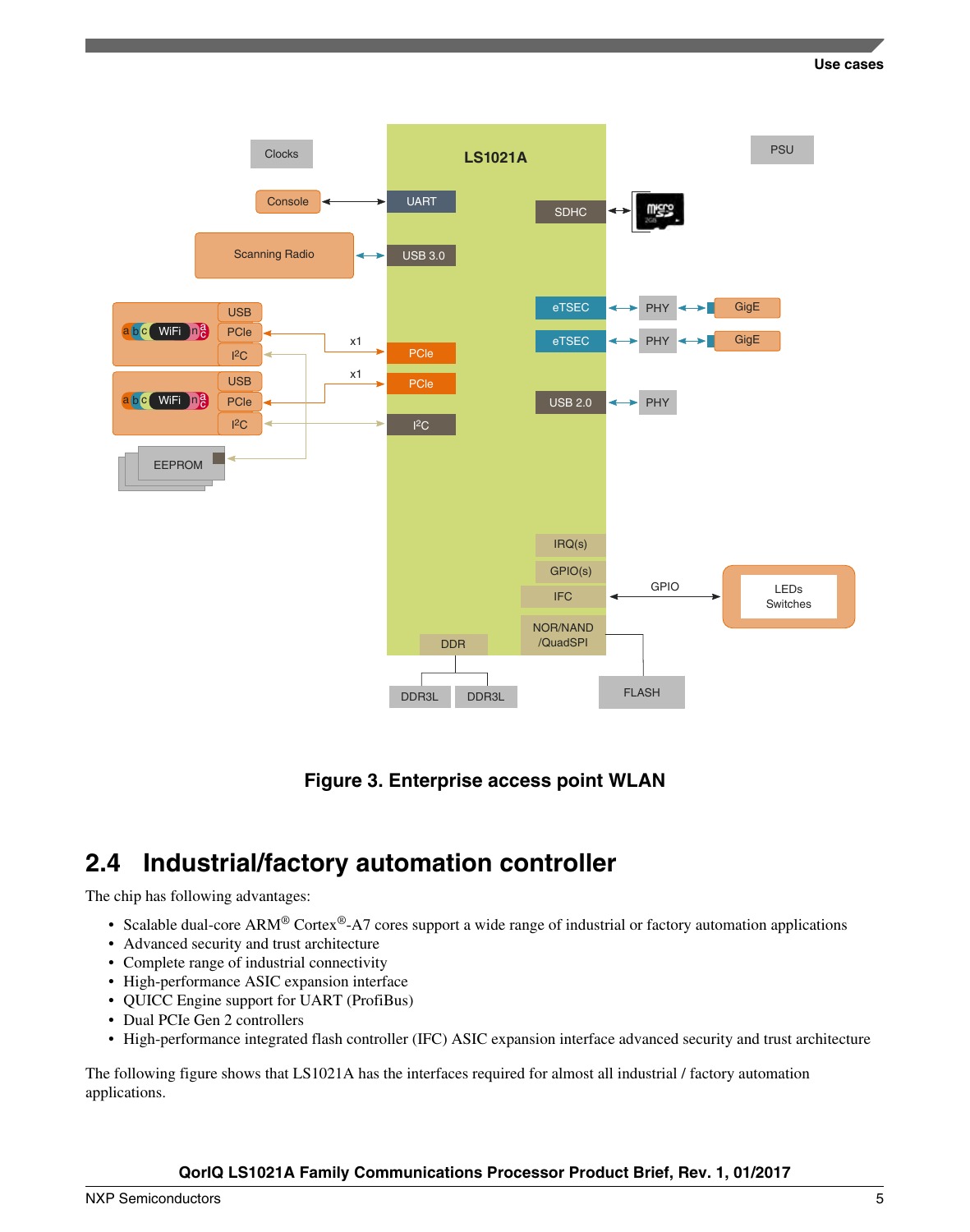**Figure 3. Enterprise access point WLAN**

## 2.4 Industrial/factory automation controller

The chip has following advantages:

- Scalable dual-core ARM® Cortex®-A7 cores support a wide range of industrial or factory automation applications
- Advanced security and trust architecture
- Complete range of industrial connectivity
- High-performance ASIC expansion interface
- QUICC Engine support for UART (ProfiBus)
- Dual PCIe Gen 2 controllers
- High-performance integrated flash controller (IFC) ASIC expansion interface advanced security and trust architecture

The following figure shows that LS1021A has the interfaces required for almost all industrial / factory automation applications.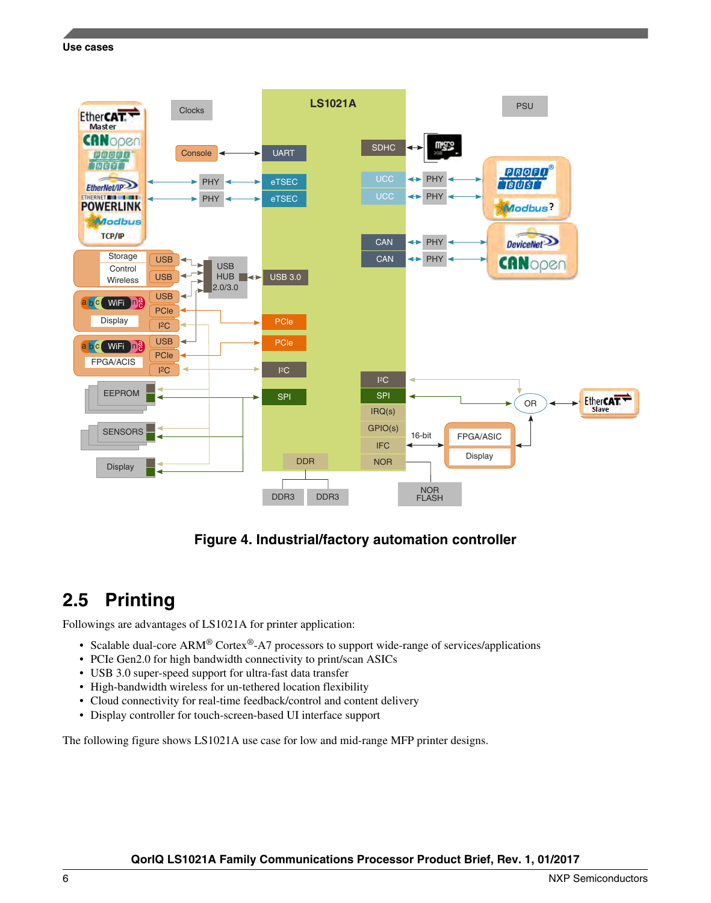**Figure 4. Industrial/factory automation controller**

## 2.5 Printing

Followings are advantages of LS1021A for printer application:

- Scalable dual-core ARM® Cortex®-A7 processors to support wide-range of services/applications
- PCIe Gen2.0 for high bandwidth connectivity to print/scan ASICs
- USB 3.0 super-speed support for ultra-fast data transfer
- High-bandwidth wireless for un-tethered location flexibility
- Cloud connectivity for real-time feedback/control and content delivery
- Display controller for touch-screen-based UI interface support

The following figure shows LS1021A use case for low and mid-range MFP printer designs.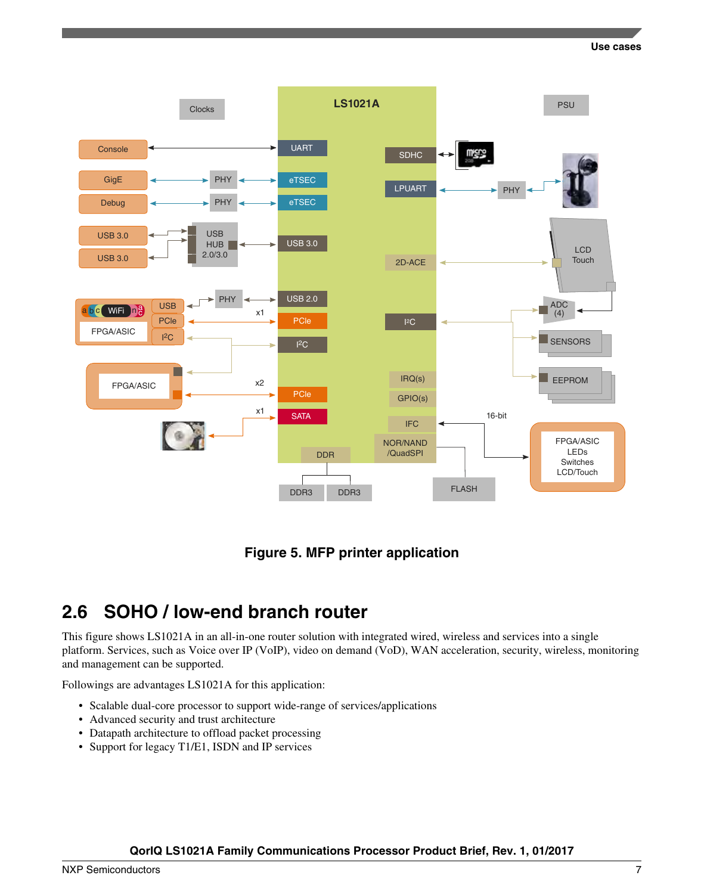Figure 5. MFP printer application

## 2.6 SOHO / low-end branch router

This figure shows LS1021A in an all-in-one router solution with integrated wired, wireless and services into a single platform. Services, such as Voice over IP (VoIP), video on demand (VoD), WAN acceleration, security, wireless, monitoring and management can be supported.

Followings are advantages LS1021A for this application:

- Scalable dual-core processor to support wide-range of services/applications
- Advanced security and trust architecture
- Datapath architecture to offload packet processing
- Support for legacy T1/E1, ISDN and IP services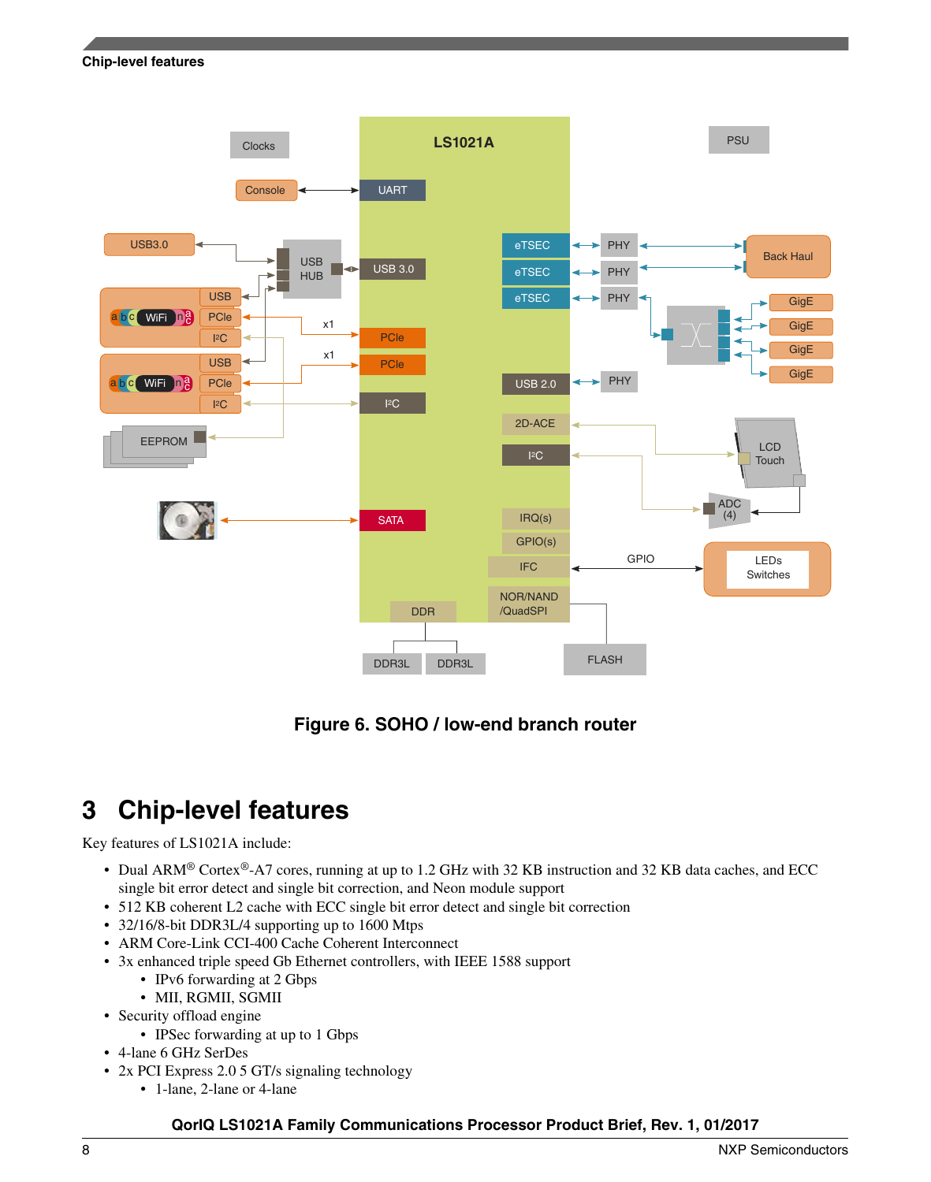Figure 6. SOHO / low-end branch router

# 3 Chip-level features

Key features of LS1021A include:

- Dual ARM® Cortex®-A7 cores, running at up to 1.2 GHz with 32 KB instruction and 32 KB data caches, and ECC single bit error detect and single bit correction, and Neon module support
- 512 KB coherent L2 cache with ECC single bit error detect and single bit correction
- 32/16/8-bit DDR3L/4 supporting up to 1600 Mtps
- ARM Core-Link CCI-400 Cache Coherent Interconnect
- 3x enhanced triple speed Gb Ethernet controllers, with IEEE 1588 support
  - IPv6 forwarding at 2 Gbps
  - MII, RGMII, SGMII
- Security offload engine
  - IPSec forwarding at up to 1 Gbps
- 4-lane 6 GHz SerDes
- 2x PCI Express 2.0 5 GT/s signaling technology
  - 1-lane, 2-lane or 4-lane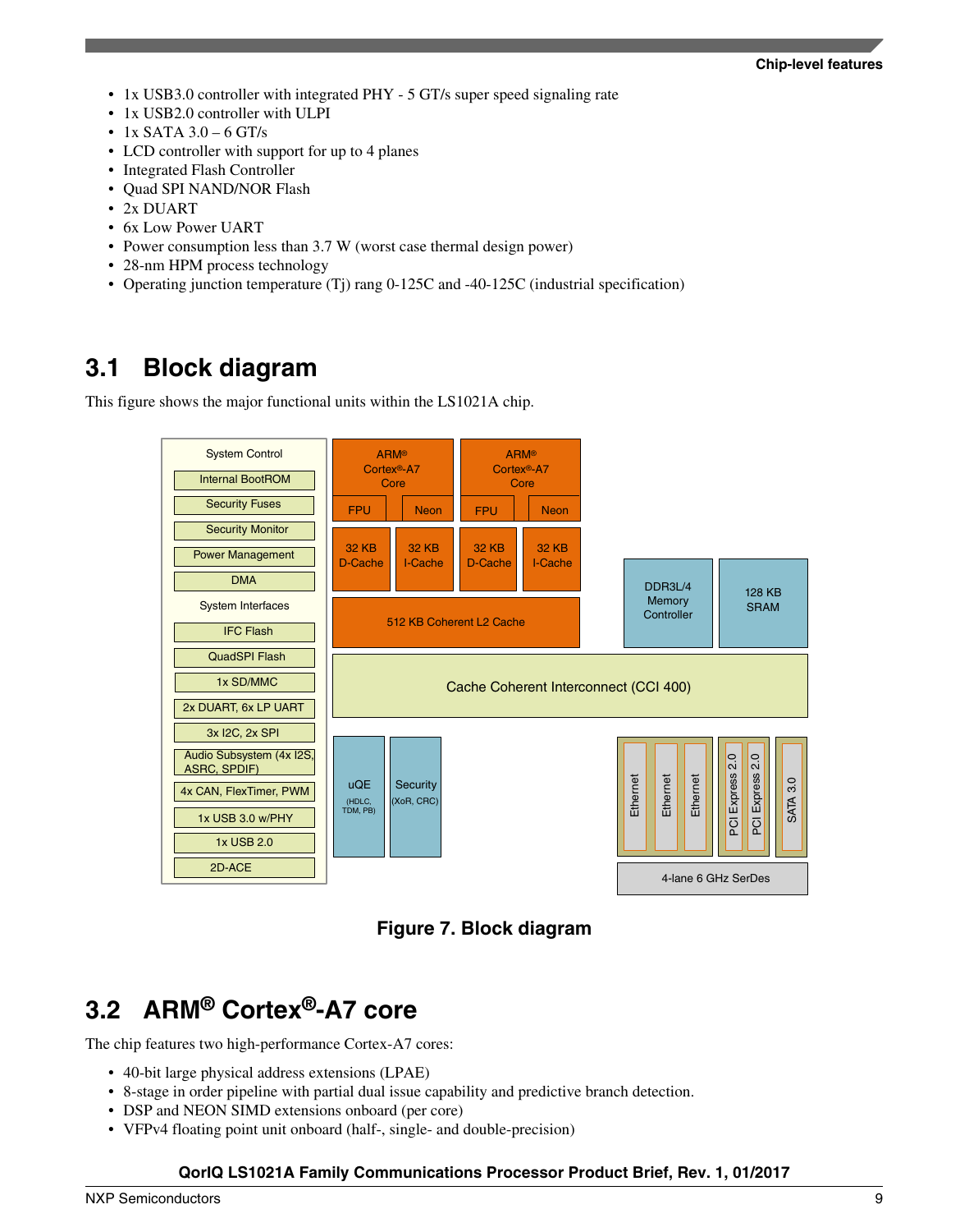- 1x USB3.0 controller with integrated PHY - 5 GT/s super speed signaling rate
- 1x USB2.0 controller with ULPI
- 1x SATA 3.0 – 6 GT/s
- LCD controller with support for up to 4 planes
- Integrated Flash Controller
- Quad SPI NAND/NOR Flash
- 2x DUART
- 6x Low Power UART
- Power consumption less than 3.7 W (worst case thermal design power)
- 28-nm HPM process technology
- Operating junction temperature (Tj) rang 0-125C and -40-125C (industrial specification)

## 3.1 Block diagram

This figure shows the major functional units within the LS1021A chip.

**Figure 7. Block diagram**

## 3.2 ARM® Cortex®-A7 core

The chip features two high-performance Cortex-A7 cores:

- 40-bit large physical address extensions (LPAE)
- 8-stage in order pipeline with partial dual issue capability and predictive branch detection.
- DSP and NEON SIMD extensions onboard (per core)
- VFPv4 floating point unit onboard (half-, single- and double-precision)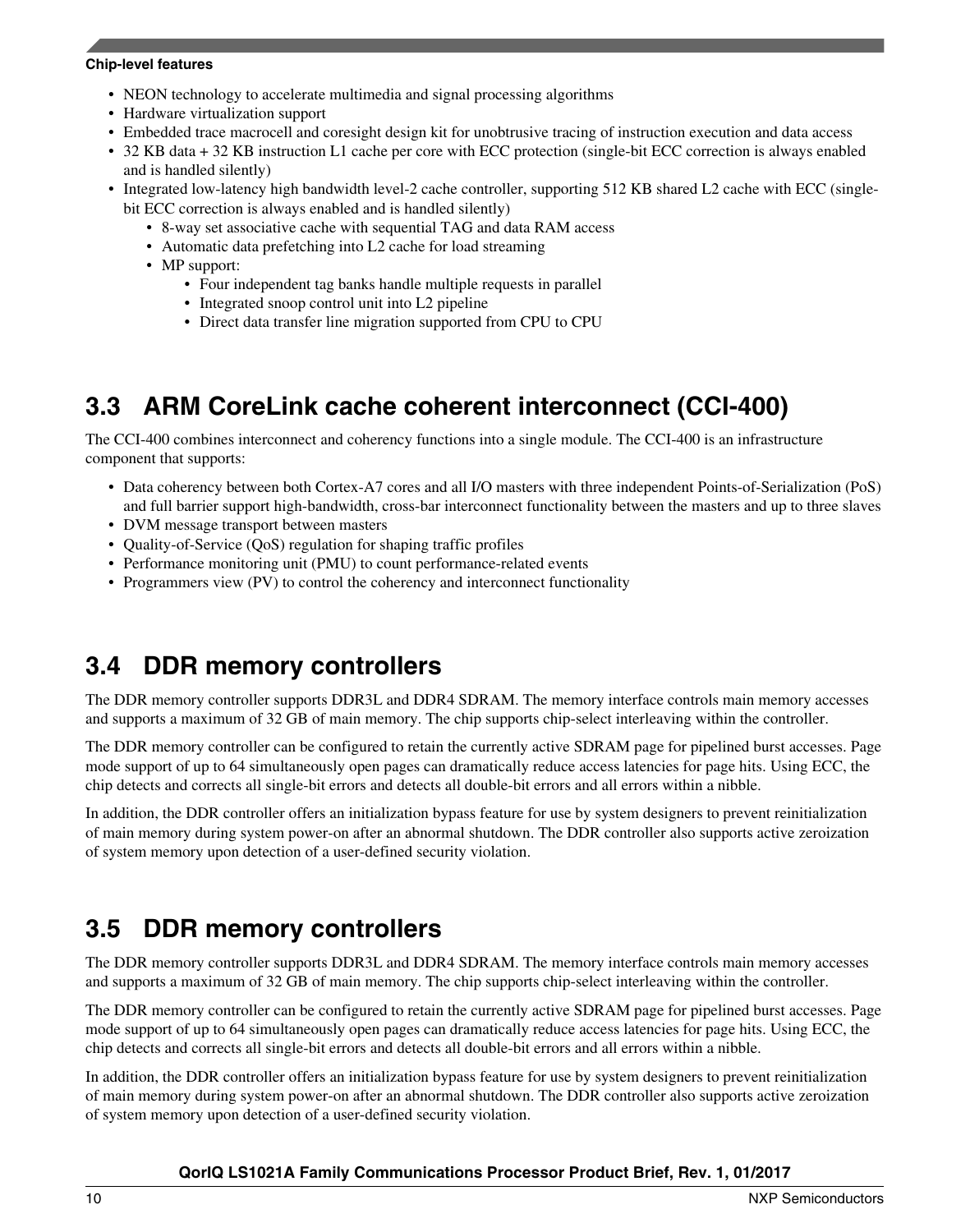- NEON technology to accelerate multimedia and signal processing algorithms
- Hardware virtualization support
- Embedded trace macrocell and coresight design kit for unobtrusive tracing of instruction execution and data access
- 32 KB data + 32 KB instruction L1 cache per core with ECC protection (single-bit ECC correction is always enabled and is handled silently)
- Integrated low-latency high bandwidth level-2 cache controller, supporting 512 KB shared L2 cache with ECC (single-bit ECC correction is always enabled and is handled silently)
    - 8-way set associative cache with sequential TAG and data RAM access
    - Automatic data prefetching into L2 cache for load streaming
    - MP support:
        - Four independent tag banks handle multiple requests in parallel
        - Integrated snoop control unit into L2 pipeline
        - Direct data transfer line migration supported from CPU to CPU

## 3.3 ARM CoreLink cache coherent interconnect (CCI-400)

The CCI-400 combines interconnect and coherency functions into a single module. The CCI-400 is an infrastructure component that supports:

- Data coherency between both Cortex-A7 cores and all I/O masters with three independent Points-of-Serialization (PoS) and full barrier support high-bandwidth, cross-bar interconnect functionality between the masters and up to three slaves
- DVM message transport between masters
- Quality-of-Service (QoS) regulation for shaping traffic profiles
- Performance monitoring unit (PMU) to count performance-related events
- Programmers view (PV) to control the coherency and interconnect functionality

## 3.4 DDR memory controllers

The DDR memory controller supports DDR3L and DDR4 SDRAM. The memory interface controls main memory accesses and supports a maximum of 32 GB of main memory. The chip supports chip-select interleaving within the controller.

The DDR memory controller can be configured to retain the currently active SDRAM page for pipelined burst accesses. Page mode support of up to 64 simultaneously open pages can dramatically reduce access latencies for page hits. Using ECC, the chip detects and corrects all single-bit errors and detects all double-bit errors and all errors within a nibble.

In addition, the DDR controller offers an initialization bypass feature for use by system designers to prevent reinitialization of main memory during system power-on after an abnormal shutdown. The DDR controller also supports active zeroization of system memory upon detection of a user-defined security violation.

## 3.5 DDR memory controllers

The DDR memory controller supports DDR3L and DDR4 SDRAM. The memory interface controls main memory accesses and supports a maximum of 32 GB of main memory. The chip supports chip-select interleaving within the controller.

The DDR memory controller can be configured to retain the currently active SDRAM page for pipelined burst accesses. Page mode support of up to 64 simultaneously open pages can dramatically reduce access latencies for page hits. Using ECC, the chip detects and corrects all single-bit errors and detects all double-bit errors and all errors within a nibble.

In addition, the DDR controller offers an initialization bypass feature for use by system designers to prevent reinitialization of main memory during system power-on after an abnormal shutdown. The DDR controller also supports active zeroization of system memory upon detection of a user-defined security violation.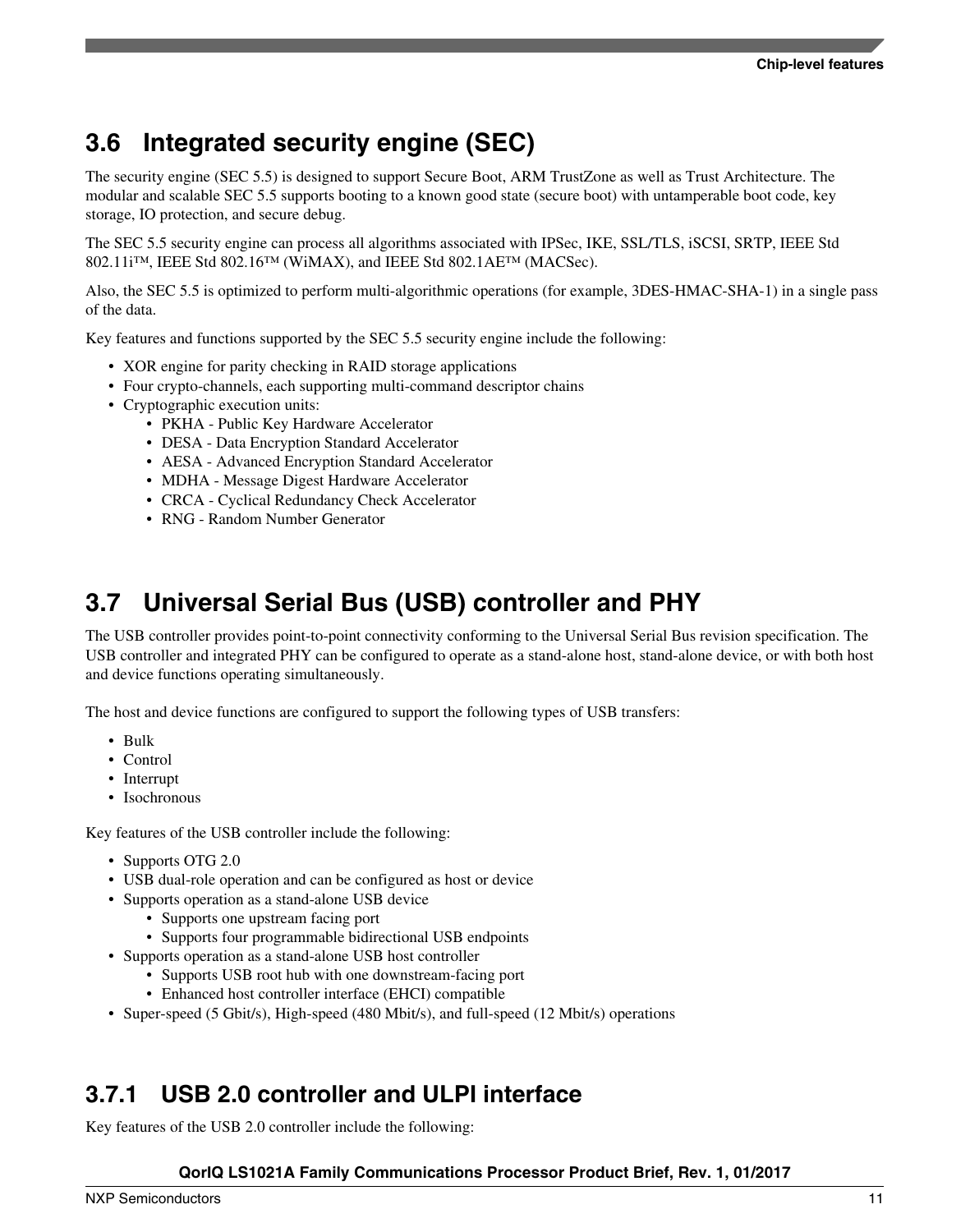## 3.6 Integrated security engine (SEC)

The security engine (SEC 5.5) is designed to support Secure Boot, ARM TrustZone as well as Trust Architecture. The modular and scalable SEC 5.5 supports booting to a known good state (secure boot) with untamperable boot code, key storage, IO protection, and secure debug.

The SEC 5.5 security engine can process all algorithms associated with IPSec, IKE, SSL/TLS, iSCSI, SRTP, IEEE Std 802.11i™, IEEE Std 802.16™ (WiMAX), and IEEE Std 802.1AE™ (MACSec).

Also, the SEC 5.5 is optimized to perform multi-algorithmic operations (for example, 3DES-HMAC-SHA-1) in a single pass of the data.

Key features and functions supported by the SEC 5.5 security engine include the following:

- XOR engine for parity checking in RAID storage applications
- Four crypto-channels, each supporting multi-command descriptor chains
- Cryptographic execution units:
  - PKHA - Public Key Hardware Accelerator
  - DESA - Data Encryption Standard Accelerator
  - AESA - Advanced Encryption Standard Accelerator
  - MDHA - Message Digest Hardware Accelerator
  - CRCA - Cyclical Redundancy Check Accelerator
  - RNG - Random Number Generator

## 3.7 Universal Serial Bus (USB) controller and PHY

The USB controller provides point-to-point connectivity conforming to the Universal Serial Bus revision specification. The USB controller and integrated PHY can be configured to operate as a stand-alone host, stand-alone device, or with both host and device functions operating simultaneously.

The host and device functions are configured to support the following types of USB transfers:

- Bulk
- Control
- Interrupt
- Isochronous

Key features of the USB controller include the following:

- Supports OTG 2.0
- USB dual-role operation and can be configured as host or device
- Supports operation as a stand-alone USB device
  - Supports one upstream facing port
  - Supports four programmable bidirectional USB endpoints
- Supports operation as a stand-alone USB host controller
  - Supports USB root hub with one downstream-facing port
  - Enhanced host controller interface (EHCI) compatible
- Super-speed (5 Gbit/s), High-speed (480 Mbit/s), and full-speed (12 Mbit/s) operations

### 3.7.1 USB 2.0 controller and ULPI interface

Key features of the USB 2.0 controller include the following: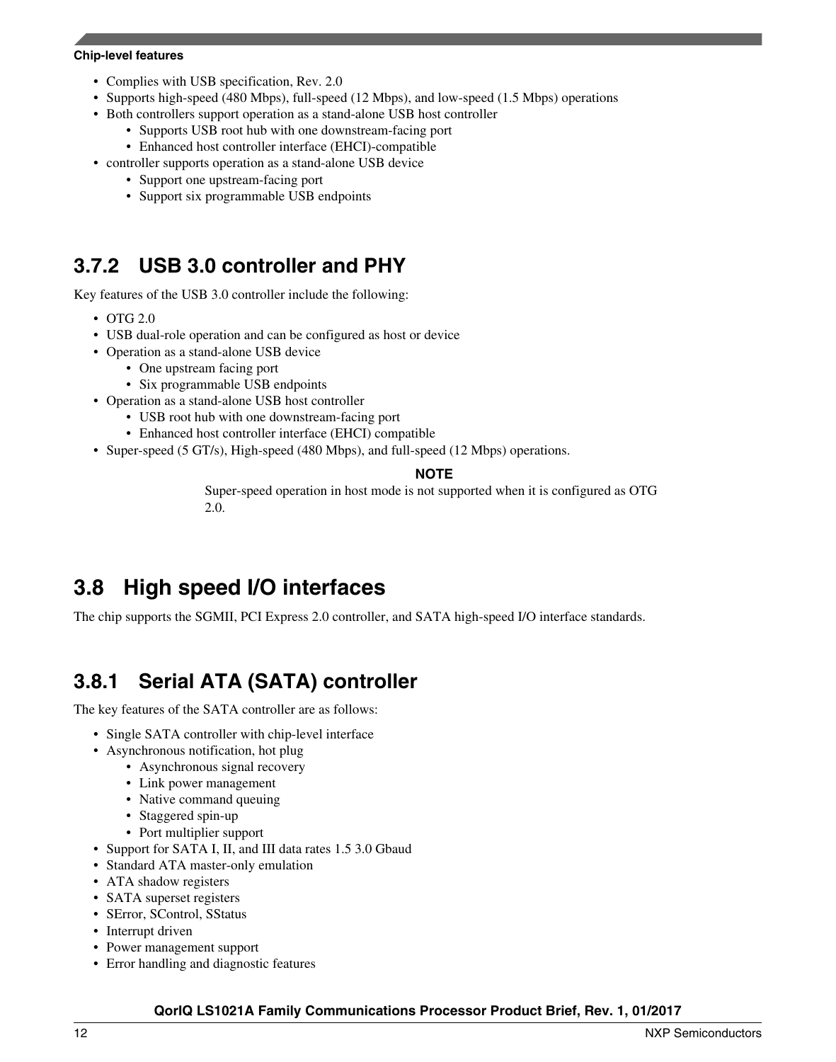- Complies with USB specification, Rev. 2.0
- Supports high-speed (480 Mbps), full-speed (12 Mbps), and low-speed (1.5 Mbps) operations
- Both controllers support operation as a stand-alone USB host controller
  - Supports USB root hub with one downstream-facing port
  - Enhanced host controller interface (EHCI)-compatible
- controller supports operation as a stand-alone USB device
  - Support one upstream-facing port
  - Support six programmable USB endpoints

### 3.7.2 USB 3.0 controller and PHY

Key features of the USB 3.0 controller include the following:

- OTG 2.0
- USB dual-role operation and can be configured as host or device
- Operation as a stand-alone USB device
  - One upstream facing port
  - Six programmable USB endpoints
- Operation as a stand-alone USB host controller
  - USB root hub with one downstream-facing port
  - Enhanced host controller interface (EHCI) compatible
- Super-speed (5 GT/s), High-speed (480 Mbps), and full-speed (12 Mbps) operations.

**NOTE**

Super-speed operation in host mode is not supported when it is configured as OTG 2.0.

## 3.8 High speed I/O interfaces

The chip supports the SGMII, PCI Express 2.0 controller, and SATA high-speed I/O interface standards.

### 3.8.1 Serial ATA (SATA) controller

The key features of the SATA controller are as follows:

- Single SATA controller with chip-level interface
- Asynchronous notification, hot plug
  - Asynchronous signal recovery
  - Link power management
  - Native command queuing
  - Staggered spin-up
  - Port multiplier support
- Support for SATA I, II, and III data rates 1.5 3.0 Gbaud
- Standard ATA master-only emulation
- ATA shadow registers
- SATA superset registers
- SError, SControl, SStatus
- Interrupt driven
- Power management support
- Error handling and diagnostic features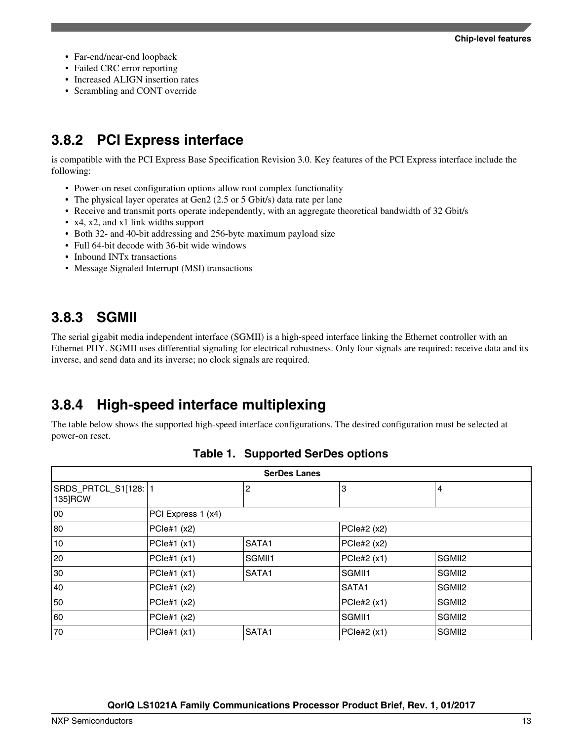- Far-end/near-end loopback
- Failed CRC error reporting
- Increased ALIGN insertion rates
- Scrambling and CONT override

### 3.8.2 PCI Express interface

is compatible with the PCI Express Base Specification Revision 3.0. Key features of the PCI Express interface include the following:

- Power-on reset configuration options allow root complex functionality
- The physical layer operates at Gen2 (2.5 or 5 Gbit/s) data rate per lane
- Receive and transmit ports operate independently, with an aggregate theoretical bandwidth of 32 Gbit/s
- x4, x2, and x1 link widths support
- Both 32- and 40-bit addressing and 256-byte maximum payload size
- Full 64-bit decode with 36-bit wide windows
- Inbound INTx transactions
- Message Signaled Interrupt (MSI) transactions

### 3.8.3 SGMII

The serial gigabit media independent interface (SGMII) is a high-speed interface linking the Ethernet controller with an Ethernet PHY. SGMII uses differential signaling for electrical robustness. Only four signals are required: receive data and its inverse, and send data and its inverse; no clock signals are required.

### 3.8.4 High-speed interface multiplexing

The table below shows the supported high-speed interface configurations. The desired configuration must be selected at power-on reset.

**Table 1. Supported SerDes options**

| SerDes Lanes | | | | |
|---|---|---|---|---|
| SRDS_PRTCL_S1[128:135]RCW | 1 | 2 | 3 | 4 |
| 00 | PCI Express 1 (x4) | | | |
| 80 | PCIe#1 (x2) | | PCIe#2 (x2) | |
| 10 | PCIe#1 (x1) | SATA1 | PCIe#2 (x2) | |
| 20 | PCIe#1 (x1) | SGMII1 | PCIe#2 (x1) | SGMII2 |
| 30 | PCIe#1 (x1) | SATA1 | SGMII1 | SGMII2 |
| 40 | PCIe#1 (x2) | | SATA1 | SGMII2 |
| 50 | PCIe#1 (x2) | | PCIe#2 (x1) | SGMII2 |
| 60 | PCIe#1 (x2) | | SGMII1 | SGMII2 |
| 70 | PCIe#1 (x1) | SATA1 | PCIe#2 (x1) | SGMII2 |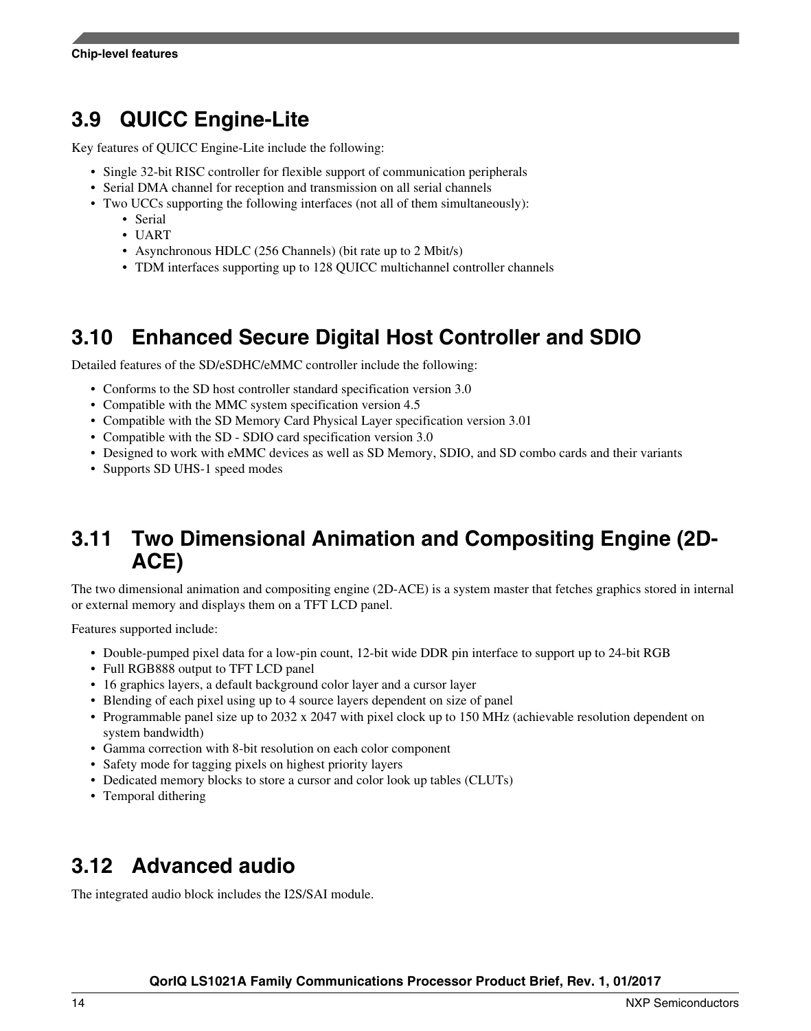## 3.9 QUICC Engine-Lite

Key features of QUICC Engine-Lite include the following:

- Single 32-bit RISC controller for flexible support of communication peripherals
- Serial DMA channel for reception and transmission on all serial channels
- Two UCCs supporting the following interfaces (not all of them simultaneously):
  - Serial
  - UART
  - Asynchronous HDLC (256 Channels) (bit rate up to 2 Mbit/s)
  - TDM interfaces supporting up to 128 QUICC multichannel controller channels

## 3.10 Enhanced Secure Digital Host Controller and SDIO

Detailed features of the SD/eSDHC/eMMC controller include the following:

- Conforms to the SD host controller standard specification version 3.0
- Compatible with the MMC system specification version 4.5
- Compatible with the SD Memory Card Physical Layer specification version 3.01
- Compatible with the SD - SDIO card specification version 3.0
- Designed to work with eMMC devices as well as SD Memory, SDIO, and SD combo cards and their variants
- Supports SD UHS-1 speed modes

## 3.11 Two Dimensional Animation and Compositing Engine (2D-ACE)

The two dimensional animation and compositing engine (2D-ACE) is a system master that fetches graphics stored in internal or external memory and displays them on a TFT LCD panel.

Features supported include:

- Double-pumped pixel data for a low-pin count, 12-bit wide DDR pin interface to support up to 24-bit RGB
- Full RGB888 output to TFT LCD panel
- 16 graphics layers, a default background color layer and a cursor layer
- Blending of each pixel using up to 4 source layers dependent on size of panel
- Programmable panel size up to 2032 x 2047 with pixel clock up to 150 MHz (achievable resolution dependent on system bandwidth)
- Gamma correction with 8-bit resolution on each color component
- Safety mode for tagging pixels on highest priority layers
- Dedicated memory blocks to store a cursor and color look up tables (CLUTs)
- Temporal dithering

## 3.12 Advanced audio

The integrated audio block includes the I2S/SAI module.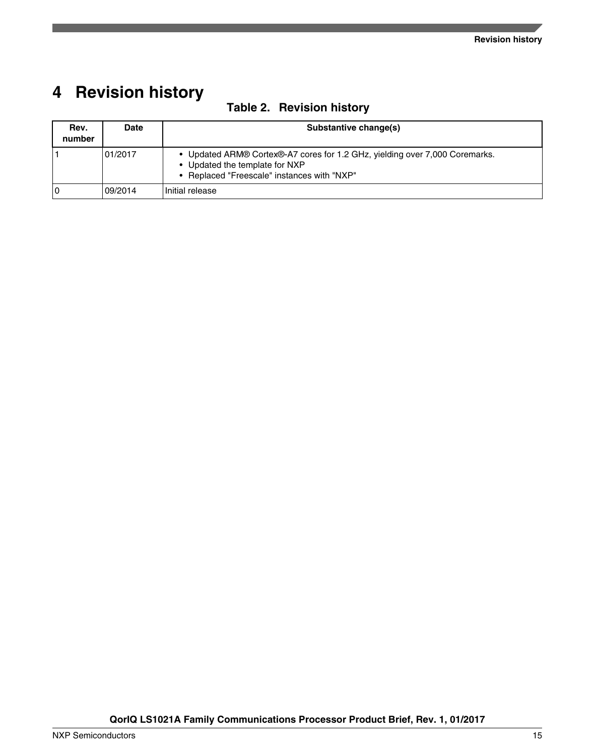# 4 Revision history

**Table 2. Revision history**

| Rev. number | Date | Substantive change(s) |
|---|---|---|
| 1 | 01/2017 | • Updated ARM® Cortex®-A7 cores for 1.2 GHz, yielding over 7,000 Coremarks.<br>• Updated the template for NXP<br>• Replaced "Freescale" instances with "NXP" |
| 0 | 09/2014 | Initial release |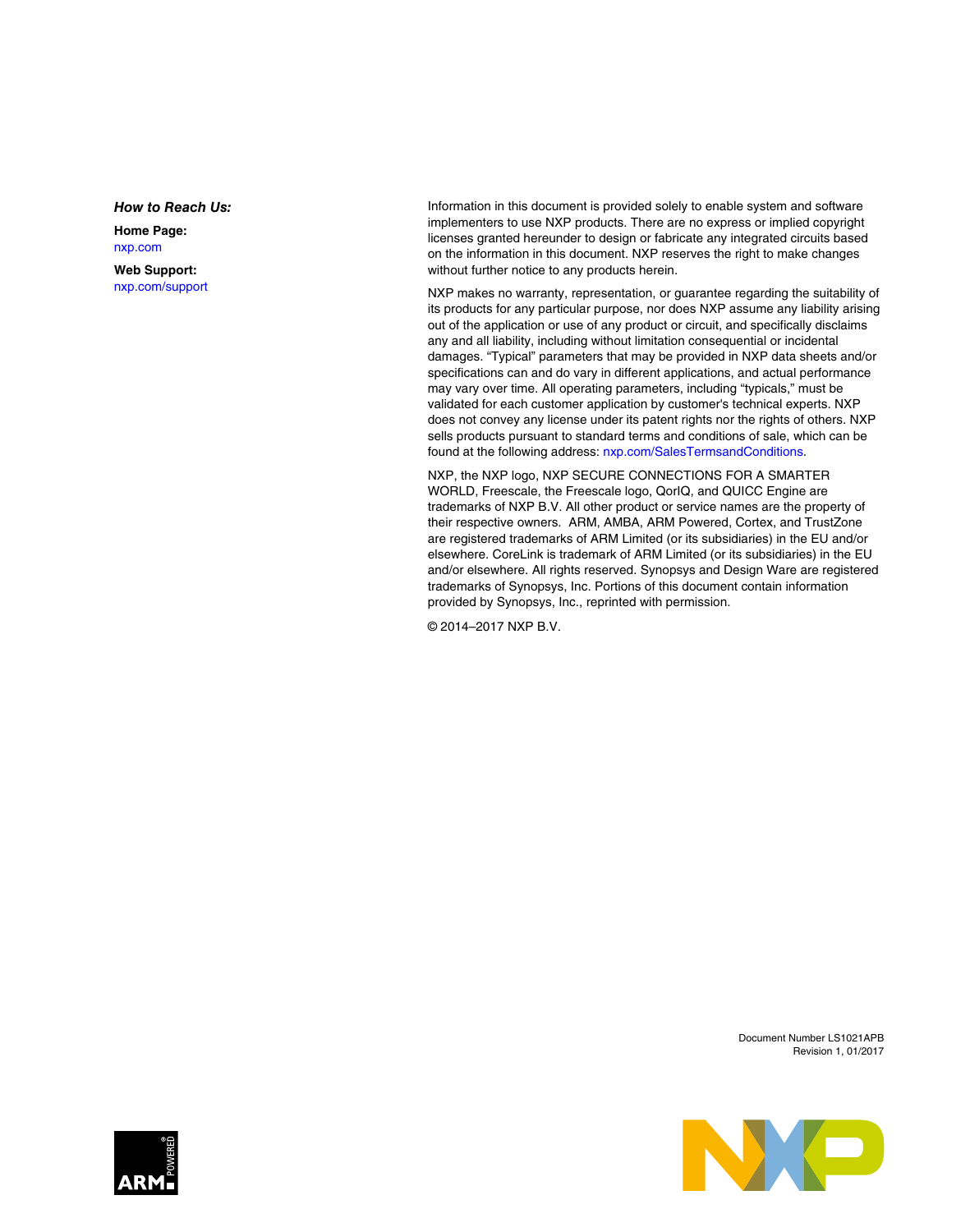***How to Reach Us:***

**Home Page:**
nxp.com

**Web Support:**
nxp.com/support

Information in this document is provided solely to enable system and software implementers to use NXP products. There are no express or implied copyright licenses granted hereunder to design or fabricate any integrated circuits based on the information in this document. NXP reserves the right to make changes without further notice to any products herein.

NXP makes no warranty, representation, or guarantee regarding the suitability of its products for any particular purpose, nor does NXP assume any liability arising out of the application or use of any product or circuit, and specifically disclaims any and all liability, including without limitation consequential or incidental damages. “Typical” parameters that may be provided in NXP data sheets and/or specifications can and do vary in different applications, and actual performance may vary over time. All operating parameters, including “typicals,” must be validated for each customer application by customer's technical experts. NXP does not convey any license under its patent rights nor the rights of others. NXP sells products pursuant to standard terms and conditions of sale, which can be found at the following address: nxp.com/SalesTermsandConditions.

NXP, the NXP logo, NXP SECURE CONNECTIONS FOR A SMARTER WORLD, Freescale, the Freescale logo, QorIQ, and QUICC Engine are trademarks of NXP B.V. All other product or service names are the property of their respective owners. ARM, AMBA, ARM Powered, Cortex, and TrustZone are registered trademarks of ARM Limited (or its subsidiaries) in the EU and/or elsewhere. CoreLink is trademark of ARM Limited (or its subsidiaries) in the EU and/or elsewhere. All rights reserved. Synopsys and Design Ware are registered trademarks of Synopsys, Inc. Portions of this document contain information provided by Synopsys, Inc., reprinted with permission.

© 2014–2017 NXP B.V.

Document Number LS1021APB
Revision 1, 01/2017